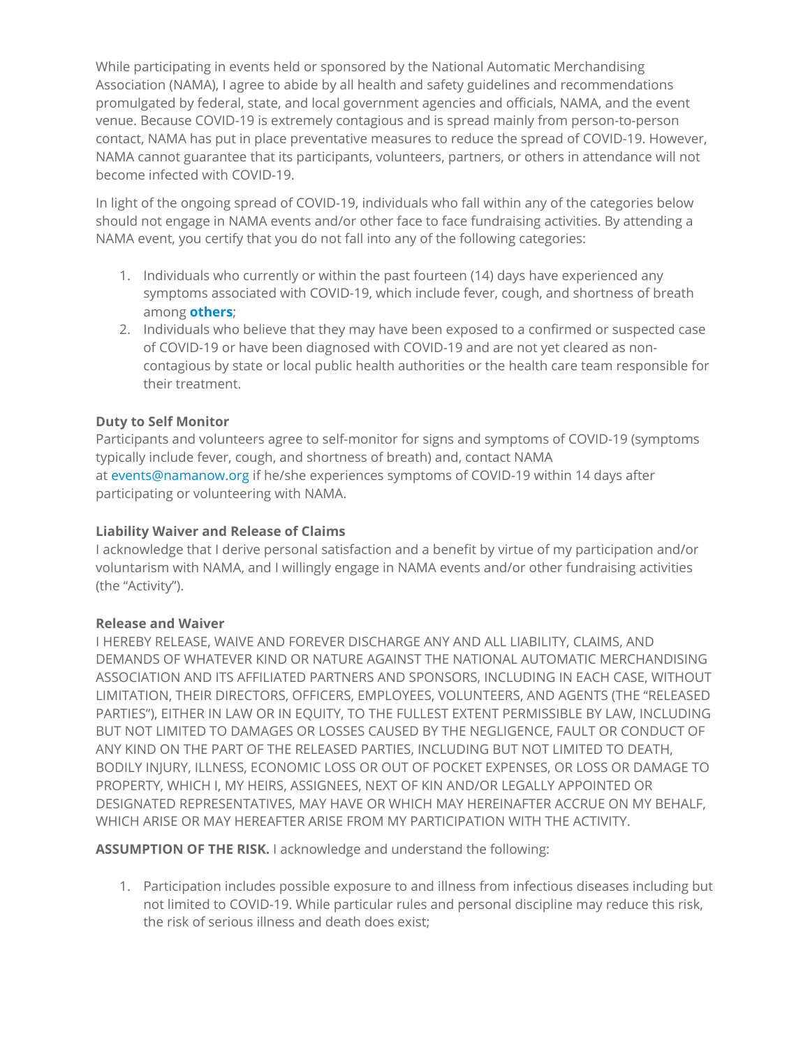While participating in events held or sponsored by the National Automatic Merchandising Association (NAMA), I agree to abide by all health and safety guidelines and recommendations promulgated by federal, state, and local government agencies and officials, NAMA, and the event venue. Because COVID-19 is extremely contagious and is spread mainly from person-to-person contact, NAMA has put in place preventative measures to reduce the spread of COVID-19. However, NAMA cannot guarantee that its participants, volunteers, partners, or others in attendance will not become infected with COVID-19.

In light of the ongoing spread of COVID-19, individuals who fall within any of the categories below should not engage in NAMA events and/or other face to face fundraising activities. By attending a NAMA event, you certify that you do not fall into any of the following categories:

1. Individuals who currently or within the past fourteen (14) days have experienced any symptoms associated with COVID-19, which include fever, cough, and shortness of breath among **others**;
2. Individuals who believe that they may have been exposed to a confirmed or suspected case of COVID-19 or have been diagnosed with COVID-19 and are not yet cleared as non-contagious by state or local public health authorities or the health care team responsible for their treatment.

**Duty to Self Monitor**
Participants and volunteers agree to self-monitor for signs and symptoms of COVID-19 (symptoms typically include fever, cough, and shortness of breath) and, contact NAMA at events@namanow.org if he/she experiences symptoms of COVID-19 within 14 days after participating or volunteering with NAMA.

**Liability Waiver and Release of Claims**
I acknowledge that I derive personal satisfaction and a benefit by virtue of my participation and/or voluntarism with NAMA, and I willingly engage in NAMA events and/or other fundraising activities (the "Activity").

**Release and Waiver**
I HEREBY RELEASE, WAIVE AND FOREVER DISCHARGE ANY AND ALL LIABILITY, CLAIMS, AND DEMANDS OF WHATEVER KIND OR NATURE AGAINST THE NATIONAL AUTOMATIC MERCHANDISING ASSOCIATION AND ITS AFFILIATED PARTNERS AND SPONSORS, INCLUDING IN EACH CASE, WITHOUT LIMITATION, THEIR DIRECTORS, OFFICERS, EMPLOYEES, VOLUNTEERS, AND AGENTS (THE "RELEASED PARTIES"), EITHER IN LAW OR IN EQUITY, TO THE FULLEST EXTENT PERMISSIBLE BY LAW, INCLUDING BUT NOT LIMITED TO DAMAGES OR LOSSES CAUSED BY THE NEGLIGENCE, FAULT OR CONDUCT OF ANY KIND ON THE PART OF THE RELEASED PARTIES, INCLUDING BUT NOT LIMITED TO DEATH, BODILY INJURY, ILLNESS, ECONOMIC LOSS OR OUT OF POCKET EXPENSES, OR LOSS OR DAMAGE TO PROPERTY, WHICH I, MY HEIRS, ASSIGNEES, NEXT OF KIN AND/OR LEGALLY APPOINTED OR DESIGNATED REPRESENTATIVES, MAY HAVE OR WHICH MAY HEREINAFTER ACCRUE ON MY BEHALF, WHICH ARISE OR MAY HEREAFTER ARISE FROM MY PARTICIPATION WITH THE ACTIVITY.

**ASSUMPTION OF THE RISK.** I acknowledge and understand the following:

1. Participation includes possible exposure to and illness from infectious diseases including but not limited to COVID-19. While particular rules and personal discipline may reduce this risk, the risk of serious illness and death does exist;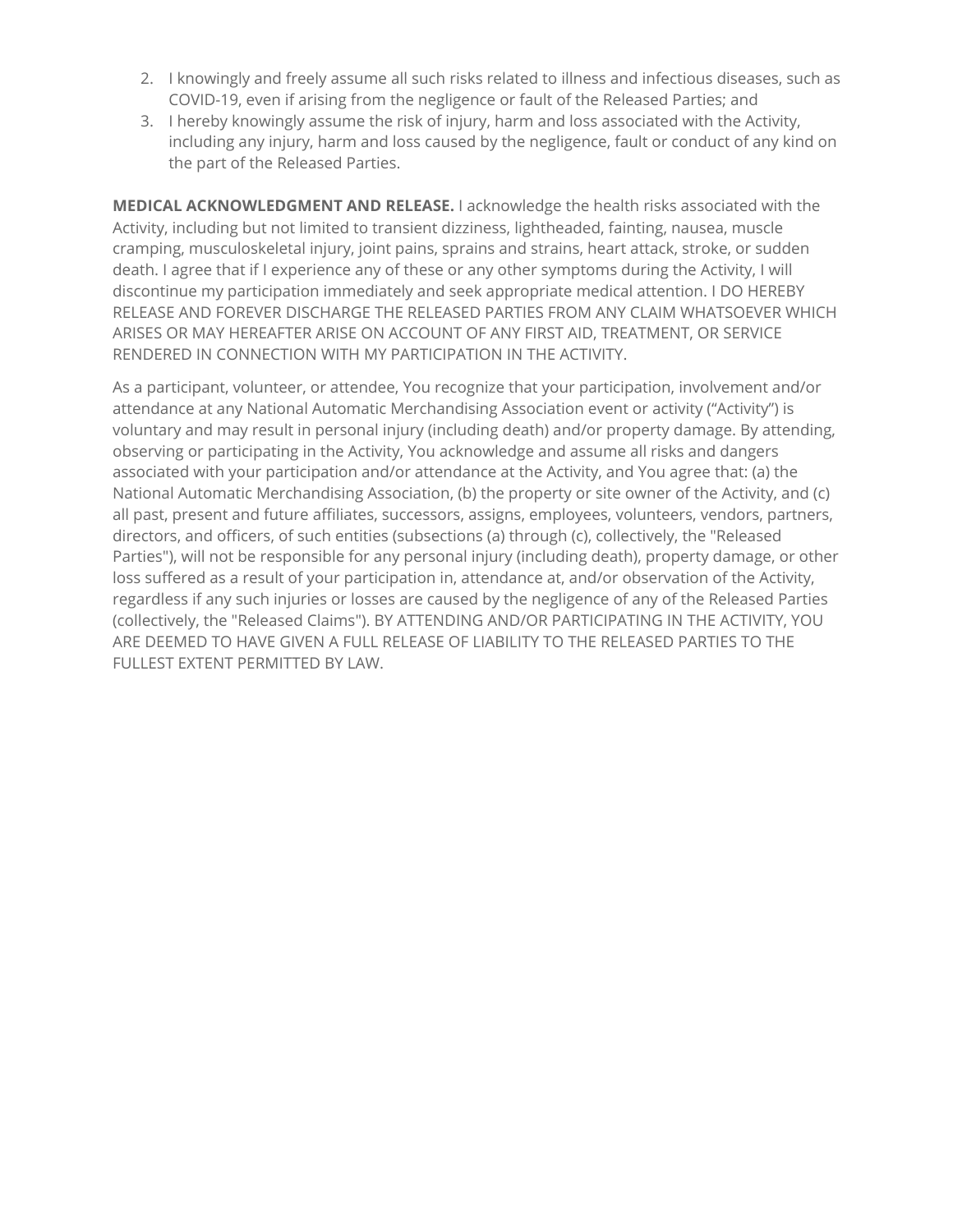2. I knowingly and freely assume all such risks related to illness and infectious diseases, such as COVID-19, even if arising from the negligence or fault of the Released Parties; and
3. I hereby knowingly assume the risk of injury, harm and loss associated with the Activity, including any injury, harm and loss caused by the negligence, fault or conduct of any kind on the part of the Released Parties.

**MEDICAL ACKNOWLEDGMENT AND RELEASE.** I acknowledge the health risks associated with the Activity, including but not limited to transient dizziness, lightheaded, fainting, nausea, muscle cramping, musculoskeletal injury, joint pains, sprains and strains, heart attack, stroke, or sudden death. I agree that if I experience any of these or any other symptoms during the Activity, I will discontinue my participation immediately and seek appropriate medical attention. I DO HEREBY RELEASE AND FOREVER DISCHARGE THE RELEASED PARTIES FROM ANY CLAIM WHATSOEVER WHICH ARISES OR MAY HEREAFTER ARISE ON ACCOUNT OF ANY FIRST AID, TREATMENT, OR SERVICE RENDERED IN CONNECTION WITH MY PARTICIPATION IN THE ACTIVITY.

As a participant, volunteer, or attendee, You recognize that your participation, involvement and/or attendance at any National Automatic Merchandising Association event or activity ("Activity") is voluntary and may result in personal injury (including death) and/or property damage. By attending, observing or participating in the Activity, You acknowledge and assume all risks and dangers associated with your participation and/or attendance at the Activity, and You agree that: (a) the National Automatic Merchandising Association, (b) the property or site owner of the Activity, and (c) all past, present and future affiliates, successors, assigns, employees, volunteers, vendors, partners, directors, and officers, of such entities (subsections (a) through (c), collectively, the "Released Parties"), will not be responsible for any personal injury (including death), property damage, or other loss suffered as a result of your participation in, attendance at, and/or observation of the Activity, regardless if any such injuries or losses are caused by the negligence of any of the Released Parties (collectively, the "Released Claims"). BY ATTENDING AND/OR PARTICIPATING IN THE ACTIVITY, YOU ARE DEEMED TO HAVE GIVEN A FULL RELEASE OF LIABILITY TO THE RELEASED PARTIES TO THE FULLEST EXTENT PERMITTED BY LAW.